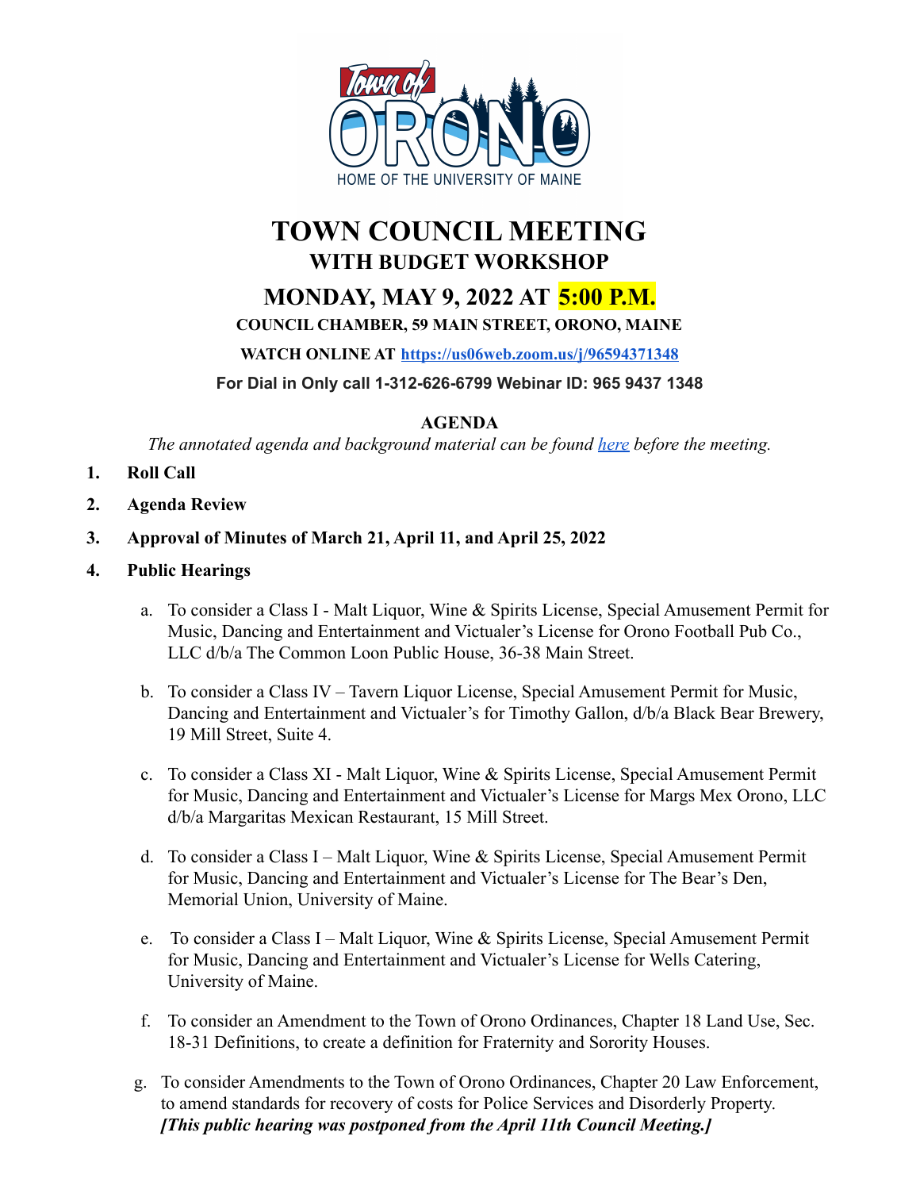# TOWN COUNCIL MEETING
## WITH BUDGET WORKSHOP
## MONDAY, MAY 9, 2022 AT 5:00 P.M.

**COUNCIL CHAMBER, 59 MAIN STREET, ORONO, MAINE**

**WATCH ONLINE AT [https://us06web.zoom.us/j/96594371348](https://us06web.zoom.us/j/96594371348)**

**For Dial in Only call 1-312-626-6799 Webinar ID: 965 9437 1348**

## AGENDA

*The annotated agenda and background material can be found here before the meeting.*

1. **Roll Call**
2. **Agenda Review**
3. **Approval of Minutes of March 21, April 11, and April 25, 2022**
4. **Public Hearings**

   a. To consider a Class I - Malt Liquor, Wine & Spirits License, Special Amusement Permit for Music, Dancing and Entertainment and Victualer's License for Orono Football Pub Co., LLC d/b/a The Common Loon Public House, 36-38 Main Street.

   b. To consider a Class IV – Tavern Liquor License, Special Amusement Permit for Music, Dancing and Entertainment and Victualer's for Timothy Gallon, d/b/a Black Bear Brewery, 19 Mill Street, Suite 4.

   c. To consider a Class XI - Malt Liquor, Wine & Spirits License, Special Amusement Permit for Music, Dancing and Entertainment and Victualer's License for Margs Mex Orono, LLC d/b/a Margaritas Mexican Restaurant, 15 Mill Street.

   d. To consider a Class I – Malt Liquor, Wine & Spirits License, Special Amusement Permit for Music, Dancing and Entertainment and Victualer's License for The Bear's Den, Memorial Union, University of Maine.

   e. To consider a Class I – Malt Liquor, Wine & Spirits License, Special Amusement Permit for Music, Dancing and Entertainment and Victualer's License for Wells Catering, University of Maine.

   f. To consider an Amendment to the Town of Orono Ordinances, Chapter 18 Land Use, Sec. 18-31 Definitions, to create a definition for Fraternity and Sorority Houses.

   g. To consider Amendments to the Town of Orono Ordinances, Chapter 20 Law Enforcement, to amend standards for recovery of costs for Police Services and Disorderly Property.
   ***[This public hearing was postponed from the April 11th Council Meeting.]***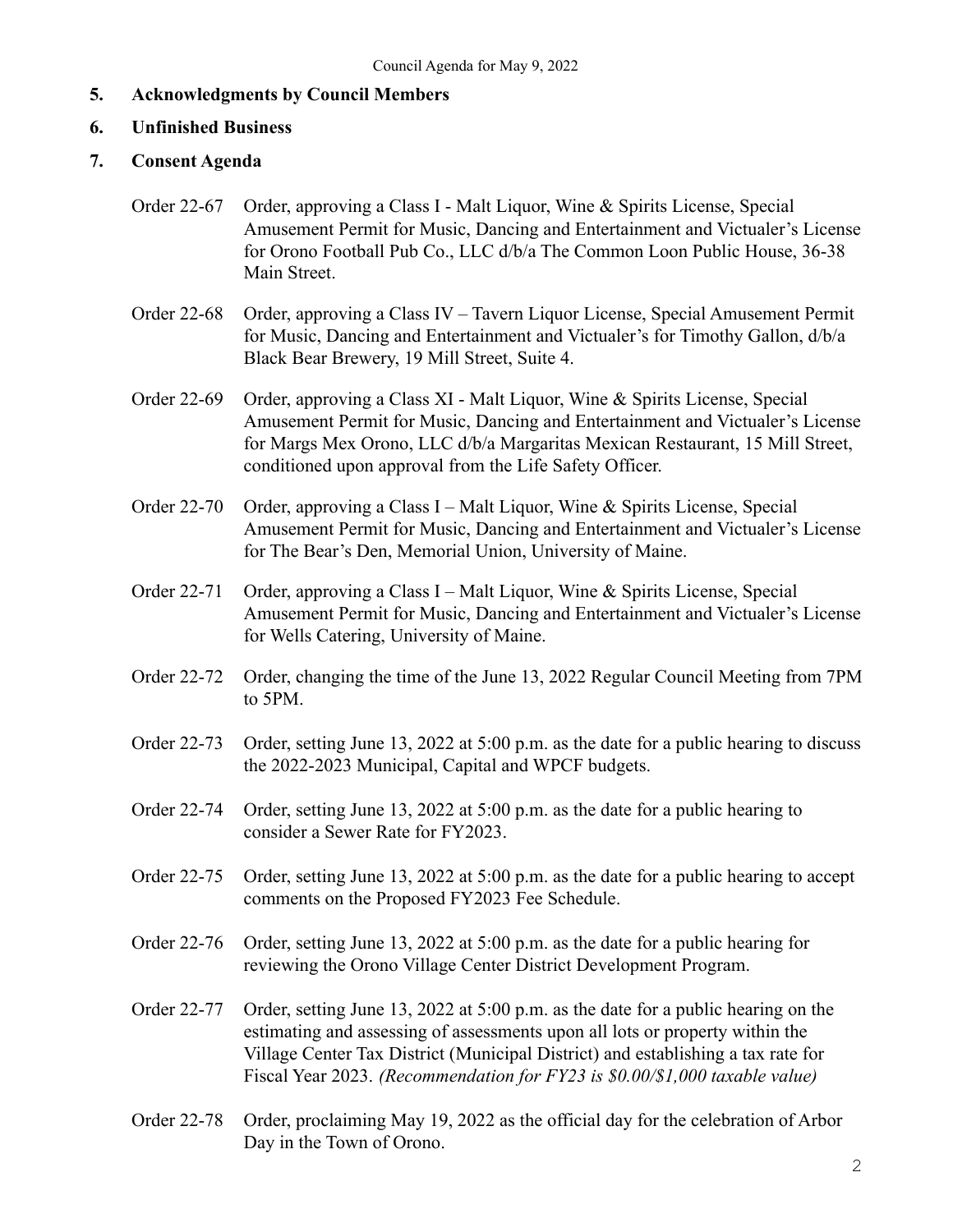**5. Acknowledgments by Council Members**

**6. Unfinished Business**

**7. Consent Agenda**

Order 22-67 Order, approving a Class I - Malt Liquor, Wine & Spirits License, Special Amusement Permit for Music, Dancing and Entertainment and Victualer's License for Orono Football Pub Co., LLC d/b/a The Common Loon Public House, 36-38 Main Street.

Order 22-68 Order, approving a Class IV – Tavern Liquor License, Special Amusement Permit for Music, Dancing and Entertainment and Victualer's for Timothy Gallon, d/b/a Black Bear Brewery, 19 Mill Street, Suite 4.

Order 22-69 Order, approving a Class XI - Malt Liquor, Wine & Spirits License, Special Amusement Permit for Music, Dancing and Entertainment and Victualer's License for Margs Mex Orono, LLC d/b/a Margaritas Mexican Restaurant, 15 Mill Street, conditioned upon approval from the Life Safety Officer.

Order 22-70 Order, approving a Class I – Malt Liquor, Wine & Spirits License, Special Amusement Permit for Music, Dancing and Entertainment and Victualer's License for The Bear's Den, Memorial Union, University of Maine.

Order 22-71 Order, approving a Class I – Malt Liquor, Wine & Spirits License, Special Amusement Permit for Music, Dancing and Entertainment and Victualer's License for Wells Catering, University of Maine.

Order 22-72 Order, changing the time of the June 13, 2022 Regular Council Meeting from 7PM to 5PM.

Order 22-73 Order, setting June 13, 2022 at 5:00 p.m. as the date for a public hearing to discuss the 2022-2023 Municipal, Capital and WPCF budgets.

Order 22-74 Order, setting June 13, 2022 at 5:00 p.m. as the date for a public hearing to consider a Sewer Rate for FY2023.

Order 22-75 Order, setting June 13, 2022 at 5:00 p.m. as the date for a public hearing to accept comments on the Proposed FY2023 Fee Schedule.

Order 22-76 Order, setting June 13, 2022 at 5:00 p.m. as the date for a public hearing for reviewing the Orono Village Center District Development Program.

Order 22-77 Order, setting June 13, 2022 at 5:00 p.m. as the date for a public hearing on the estimating and assessing of assessments upon all lots or property within the Village Center Tax District (Municipal District) and establishing a tax rate for Fiscal Year 2023. *(Recommendation for FY23 is $0.00/$1,000 taxable value)*

Order 22-78 Order, proclaiming May 19, 2022 as the official day for the celebration of Arbor Day in the Town of Orono.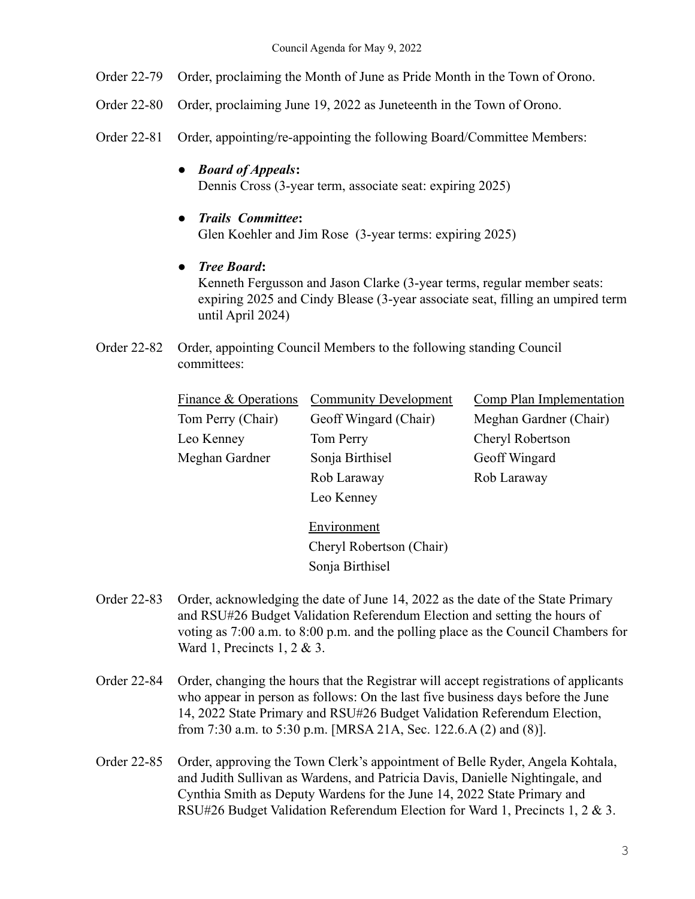Order 22-79 Order, proclaiming the Month of June as Pride Month in the Town of Orono.

Order 22-80 Order, proclaiming June 19, 2022 as Juneteenth in the Town of Orono.

Order 22-81 Order, appointing/re-appointing the following Board/Committee Members:

- ***Board of Appeals*:**
  Dennis Cross (3-year term, associate seat: expiring 2025)

- ***Trails Committee*:**
  Glen Koehler and Jim Rose (3-year terms: expiring 2025)

- ***Tree Board*:**
  Kenneth Fergusson and Jason Clarke (3-year terms, regular member seats: expiring 2025 and Cindy Blease (3-year associate seat, filling an umpired term until April 2024)

Order 22-82 Order, appointing Council Members to the following standing Council committees:

| Finance & Operations | Community Development | Comp Plan Implementation |
|---|---|---|
| Tom Perry (Chair) | Geoff Wingard (Chair) | Meghan Gardner (Chair) |
| Leo Kenney | Tom Perry | Cheryl Robertson |
| Meghan Gardner | Sonja Birthisel | Geoff Wingard |
| | Rob Laraway | Rob Laraway |
| | Leo Kenney | |

<u>Environment</u>
Cheryl Robertson (Chair)
Sonja Birthisel

Order 22-83 Order, acknowledging the date of June 14, 2022 as the date of the State Primary and RSU#26 Budget Validation Referendum Election and setting the hours of voting as 7:00 a.m. to 8:00 p.m. and the polling place as the Council Chambers for Ward 1, Precincts 1, 2 & 3.

Order 22-84 Order, changing the hours that the Registrar will accept registrations of applicants who appear in person as follows: On the last five business days before the June 14, 2022 State Primary and RSU#26 Budget Validation Referendum Election, from 7:30 a.m. to 5:30 p.m. [MRSA 21A, Sec. 122.6.A (2) and (8)].

Order 22-85 Order, approving the Town Clerk's appointment of Belle Ryder, Angela Kohtala, and Judith Sullivan as Wardens, and Patricia Davis, Danielle Nightingale, and Cynthia Smith as Deputy Wardens for the June 14, 2022 State Primary and RSU#26 Budget Validation Referendum Election for Ward 1, Precincts 1, 2 & 3.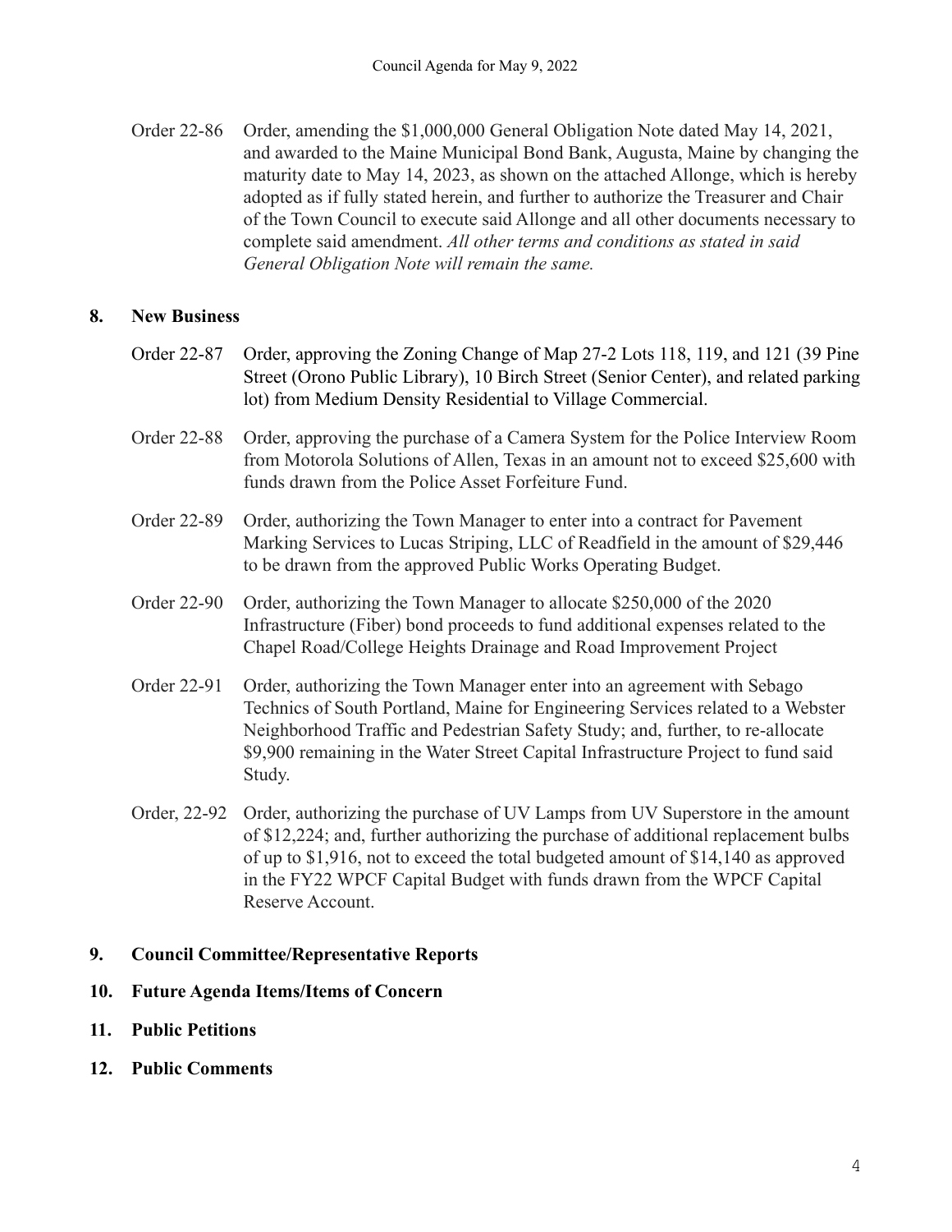Order 22-86 Order, amending the $1,000,000 General Obligation Note dated May 14, 2021, and awarded to the Maine Municipal Bond Bank, Augusta, Maine by changing the maturity date to May 14, 2023, as shown on the attached Allonge, which is hereby adopted as if fully stated herein, and further to authorize the Treasurer and Chair of the Town Council to execute said Allonge and all other documents necessary to complete said amendment. *All other terms and conditions as stated in said General Obligation Note will remain the same.*

## 8. New Business

Order 22-87 Order, approving the Zoning Change of Map 27-2 Lots 118, 119, and 121 (39 Pine Street (Orono Public Library), 10 Birch Street (Senior Center), and related parking lot) from Medium Density Residential to Village Commercial.

Order 22-88 Order, approving the purchase of a Camera System for the Police Interview Room from Motorola Solutions of Allen, Texas in an amount not to exceed $25,600 with funds drawn from the Police Asset Forfeiture Fund.

Order 22-89 Order, authorizing the Town Manager to enter into a contract for Pavement Marking Services to Lucas Striping, LLC of Readfield in the amount of $29,446 to be drawn from the approved Public Works Operating Budget.

Order 22-90 Order, authorizing the Town Manager to allocate $250,000 of the 2020 Infrastructure (Fiber) bond proceeds to fund additional expenses related to the Chapel Road/College Heights Drainage and Road Improvement Project

Order 22-91 Order, authorizing the Town Manager enter into an agreement with Sebago Technics of South Portland, Maine for Engineering Services related to a Webster Neighborhood Traffic and Pedestrian Safety Study; and, further, to re-allocate $9,900 remaining in the Water Street Capital Infrastructure Project to fund said Study.

Order, 22-92 Order, authorizing the purchase of UV Lamps from UV Superstore in the amount of $12,224; and, further authorizing the purchase of additional replacement bulbs of up to $1,916, not to exceed the total budgeted amount of $14,140 as approved in the FY22 WPCF Capital Budget with funds drawn from the WPCF Capital Reserve Account.

## 9. Council Committee/Representative Reports

## 10. Future Agenda Items/Items of Concern

## 11. Public Petitions

## 12. Public Comments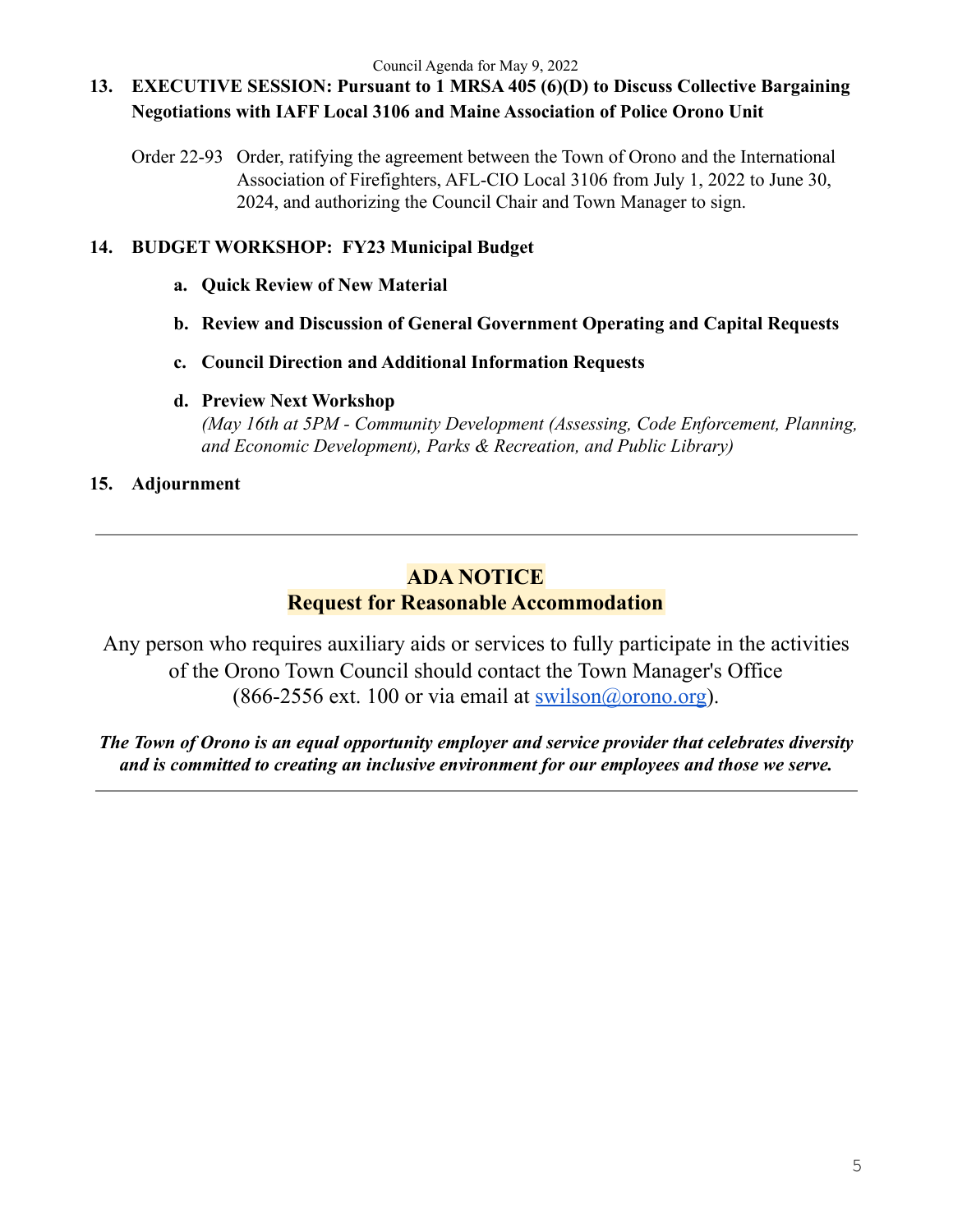**13. EXECUTIVE SESSION: Pursuant to 1 MRSA 405 (6)(D) to Discuss Collective Bargaining Negotiations with IAFF Local 3106 and Maine Association of Police Orono Unit**

Order 22-93 Order, ratifying the agreement between the Town of Orono and the International Association of Firefighters, AFL-CIO Local 3106 from July 1, 2022 to June 30, 2024, and authorizing the Council Chair and Town Manager to sign.

**14. BUDGET WORKSHOP: FY23 Municipal Budget**

  a. **Quick Review of New Material**

  b. **Review and Discussion of General Government Operating and Capital Requests**

  c. **Council Direction and Additional Information Requests**

  d. **Preview Next Workshop**
  *(May 16th at 5PM - Community Development (Assessing, Code Enforcement, Planning, and Economic Development), Parks & Recreation, and Public Library)*

**15. Adjournment**

---

**ADA NOTICE**
**Request for Reasonable Accommodation**

Any person who requires auxiliary aids or services to fully participate in the activities of the Orono Town Council should contact the Town Manager's Office (866-2556 ext. 100 or via email at swilson@orono.org).

***The Town of Orono is an equal opportunity employer and service provider that celebrates diversity and is committed to creating an inclusive environment for our employees and those we serve.***

---